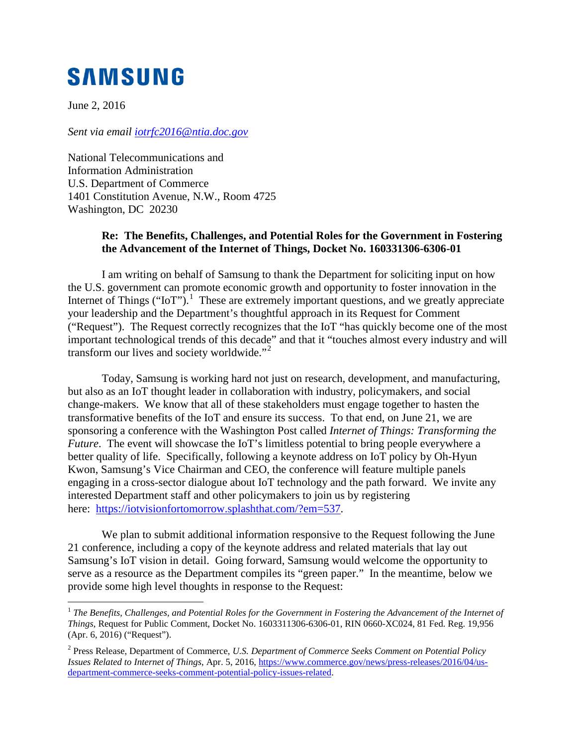**SAMSUNG**

June 2, 2016

*Sent via email [iotrfc2016@ntia.doc.gov](mailto:iotrfc2016@ntia.doc.gov)*

National Telecommunications and
Information Administration
U.S. Department of Commerce
1401 Constitution Avenue, N.W., Room 4725
Washington, DC 20230

**Re: The Benefits, Challenges, and Potential Roles for the Government in Fostering the Advancement of the Internet of Things, Docket No. 160331306-6306-01**

I am writing on behalf of Samsung to thank the Department for soliciting input on how the U.S. government can promote economic growth and opportunity to foster innovation in the Internet of Things ("IoT").[1] These are extremely important questions, and we greatly appreciate your leadership and the Department's thoughtful approach in its Request for Comment ("Request"). The Request correctly recognizes that the IoT "has quickly become one of the most important technological trends of this decade" and that it "touches almost every industry and will transform our lives and society worldwide."[2]

Today, Samsung is working hard not just on research, development, and manufacturing, but also as an IoT thought leader in collaboration with industry, policymakers, and social change-makers. We know that all of these stakeholders must engage together to hasten the transformative benefits of the IoT and ensure its success. To that end, on June 21, we are sponsoring a conference with the Washington Post called *Internet of Things: Transforming the Future*. The event will showcase the IoT's limitless potential to bring people everywhere a better quality of life. Specifically, following a keynote address on IoT policy by Oh-Hyun Kwon, Samsung's Vice Chairman and CEO, the conference will feature multiple panels engaging in a cross-sector dialogue about IoT technology and the path forward. We invite any interested Department staff and other policymakers to join us by registering here: [https://iotvisionfortomorrow.splashthat.com/?em=537](https://iotvisionfortomorrow.splashthat.com/?em=537).

We plan to submit additional information responsive to the Request following the June 21 conference, including a copy of the keynote address and related materials that lay out Samsung's IoT vision in detail. Going forward, Samsung would welcome the opportunity to serve as a resource as the Department compiles its "green paper." In the meantime, below we provide some high level thoughts in response to the Request:

---

[1] *The Benefits, Challenges, and Potential Roles for the Government in Fostering the Advancement of the Internet of Things*, Request for Public Comment, Docket No. 1603311306-6306-01, RIN 0660-XC024, 81 Fed. Reg. 19,956 (Apr. 6, 2016) ("Request").

[2] Press Release, Department of Commerce, *U.S. Department of Commerce Seeks Comment on Potential Policy Issues Related to Internet of Things*, Apr. 5, 2016, [https://www.commerce.gov/news/press-releases/2016/04/us-department-commerce-seeks-comment-potential-policy-issues-related](https://www.commerce.gov/news/press-releases/2016/04/us-department-commerce-seeks-comment-potential-policy-issues-related).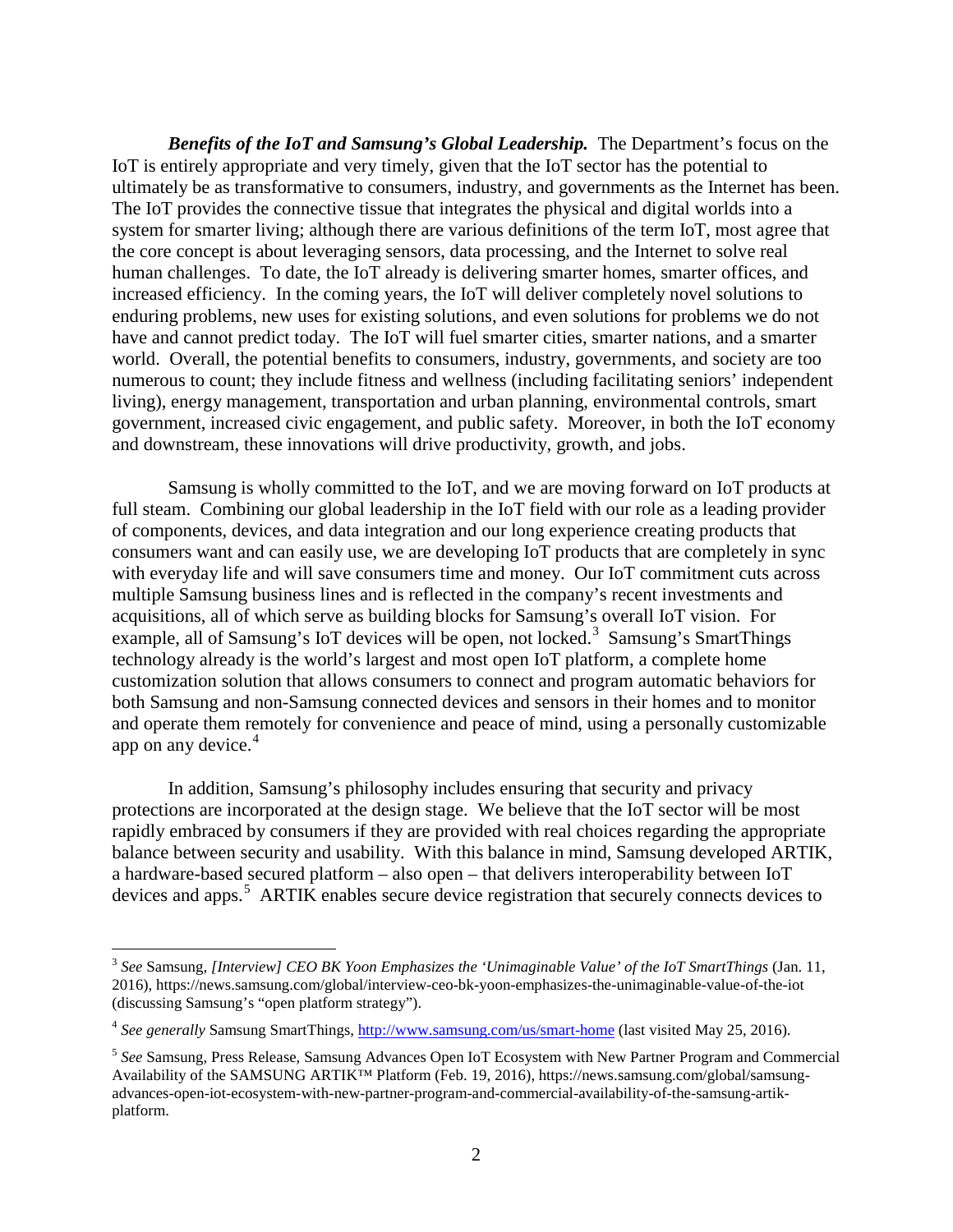***Benefits of the IoT and Samsung's Global Leadership.*** The Department's focus on the IoT is entirely appropriate and very timely, given that the IoT sector has the potential to ultimately be as transformative to consumers, industry, and governments as the Internet has been. The IoT provides the connective tissue that integrates the physical and digital worlds into a system for smarter living; although there are various definitions of the term IoT, most agree that the core concept is about leveraging sensors, data processing, and the Internet to solve real human challenges. To date, the IoT already is delivering smarter homes, smarter offices, and increased efficiency. In the coming years, the IoT will deliver completely novel solutions to enduring problems, new uses for existing solutions, and even solutions for problems we do not have and cannot predict today. The IoT will fuel smarter cities, smarter nations, and a smarter world. Overall, the potential benefits to consumers, industry, governments, and society are too numerous to count; they include fitness and wellness (including facilitating seniors' independent living), energy management, transportation and urban planning, environmental controls, smart government, increased civic engagement, and public safety. Moreover, in both the IoT economy and downstream, these innovations will drive productivity, growth, and jobs.

Samsung is wholly committed to the IoT, and we are moving forward on IoT products at full steam. Combining our global leadership in the IoT field with our role as a leading provider of components, devices, and data integration and our long experience creating products that consumers want and can easily use, we are developing IoT products that are completely in sync with everyday life and will save consumers time and money. Our IoT commitment cuts across multiple Samsung business lines and is reflected in the company's recent investments and acquisitions, all of which serve as building blocks for Samsung's overall IoT vision. For example, all of Samsung's IoT devices will be open, not locked.[3] Samsung's SmartThings technology already is the world's largest and most open IoT platform, a complete home customization solution that allows consumers to connect and program automatic behaviors for both Samsung and non-Samsung connected devices and sensors in their homes and to monitor and operate them remotely for convenience and peace of mind, using a personally customizable app on any device.[4]

In addition, Samsung's philosophy includes ensuring that security and privacy protections are incorporated at the design stage. We believe that the IoT sector will be most rapidly embraced by consumers if they are provided with real choices regarding the appropriate balance between security and usability. With this balance in mind, Samsung developed ARTIK, a hardware-based secured platform – also open – that delivers interoperability between IoT devices and apps.[5] ARTIK enables secure device registration that securely connects devices to

---

[3] *See* Samsung, *[Interview] CEO BK Yoon Emphasizes the 'Unimaginable Value' of the IoT SmartThings* (Jan. 11, 2016), https://news.samsung.com/global/interview-ceo-bk-yoon-emphasizes-the-unimaginable-value-of-the-iot (discussing Samsung's "open platform strategy").

[4] *See generally* Samsung SmartThings, http://www.samsung.com/us/smart-home (last visited May 25, 2016).

[5] *See* Samsung, Press Release, Samsung Advances Open IoT Ecosystem with New Partner Program and Commercial Availability of the SAMSUNG ARTIK™ Platform (Feb. 19, 2016), https://news.samsung.com/global/samsung-advances-open-iot-ecosystem-with-new-partner-program-and-commercial-availability-of-the-samsung-artik-platform.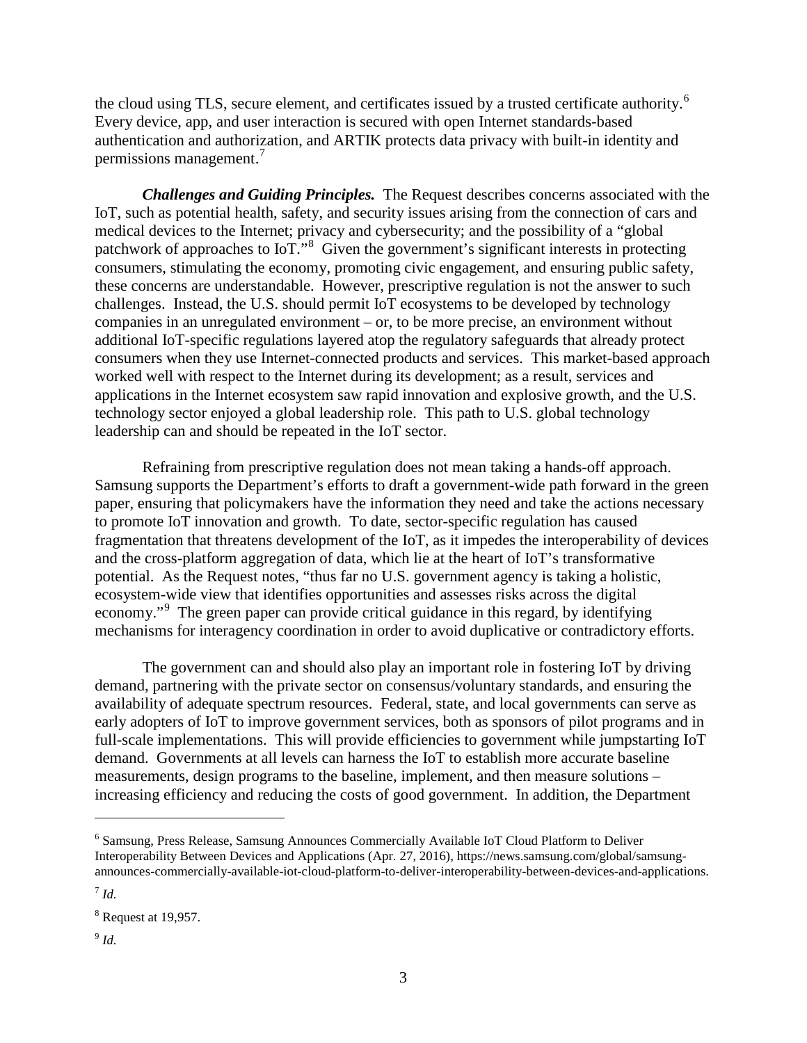the cloud using TLS, secure element, and certificates issued by a trusted certificate authority.[6] Every device, app, and user interaction is secured with open Internet standards-based authentication and authorization, and ARTIK protects data privacy with built-in identity and permissions management.[7]

***Challenges and Guiding Principles.*** The Request describes concerns associated with the IoT, such as potential health, safety, and security issues arising from the connection of cars and medical devices to the Internet; privacy and cybersecurity; and the possibility of a "global patchwork of approaches to IoT."[8] Given the government's significant interests in protecting consumers, stimulating the economy, promoting civic engagement, and ensuring public safety, these concerns are understandable. However, prescriptive regulation is not the answer to such challenges. Instead, the U.S. should permit IoT ecosystems to be developed by technology companies in an unregulated environment – or, to be more precise, an environment without additional IoT-specific regulations layered atop the regulatory safeguards that already protect consumers when they use Internet-connected products and services. This market-based approach worked well with respect to the Internet during its development; as a result, services and applications in the Internet ecosystem saw rapid innovation and explosive growth, and the U.S. technology sector enjoyed a global leadership role. This path to U.S. global technology leadership can and should be repeated in the IoT sector.

Refraining from prescriptive regulation does not mean taking a hands-off approach. Samsung supports the Department's efforts to draft a government-wide path forward in the green paper, ensuring that policymakers have the information they need and take the actions necessary to promote IoT innovation and growth. To date, sector-specific regulation has caused fragmentation that threatens development of the IoT, as it impedes the interoperability of devices and the cross-platform aggregation of data, which lie at the heart of IoT's transformative potential. As the Request notes, "thus far no U.S. government agency is taking a holistic, ecosystem-wide view that identifies opportunities and assesses risks across the digital economy."[9] The green paper can provide critical guidance in this regard, by identifying mechanisms for interagency coordination in order to avoid duplicative or contradictory efforts.

The government can and should also play an important role in fostering IoT by driving demand, partnering with the private sector on consensus/voluntary standards, and ensuring the availability of adequate spectrum resources. Federal, state, and local governments can serve as early adopters of IoT to improve government services, both as sponsors of pilot programs and in full-scale implementations. This will provide efficiencies to government while jumpstarting IoT demand. Governments at all levels can harness the IoT to establish more accurate baseline measurements, design programs to the baseline, implement, and then measure solutions – increasing efficiency and reducing the costs of good government. In addition, the Department

---

[6] Samsung, Press Release, Samsung Announces Commercially Available IoT Cloud Platform to Deliver Interoperability Between Devices and Applications (Apr. 27, 2016), https://news.samsung.com/global/samsung-announces-commercially-available-iot-cloud-platform-to-deliver-interoperability-between-devices-and-applications.

[7] *Id.*

[8] Request at 19,957.

[9] *Id.*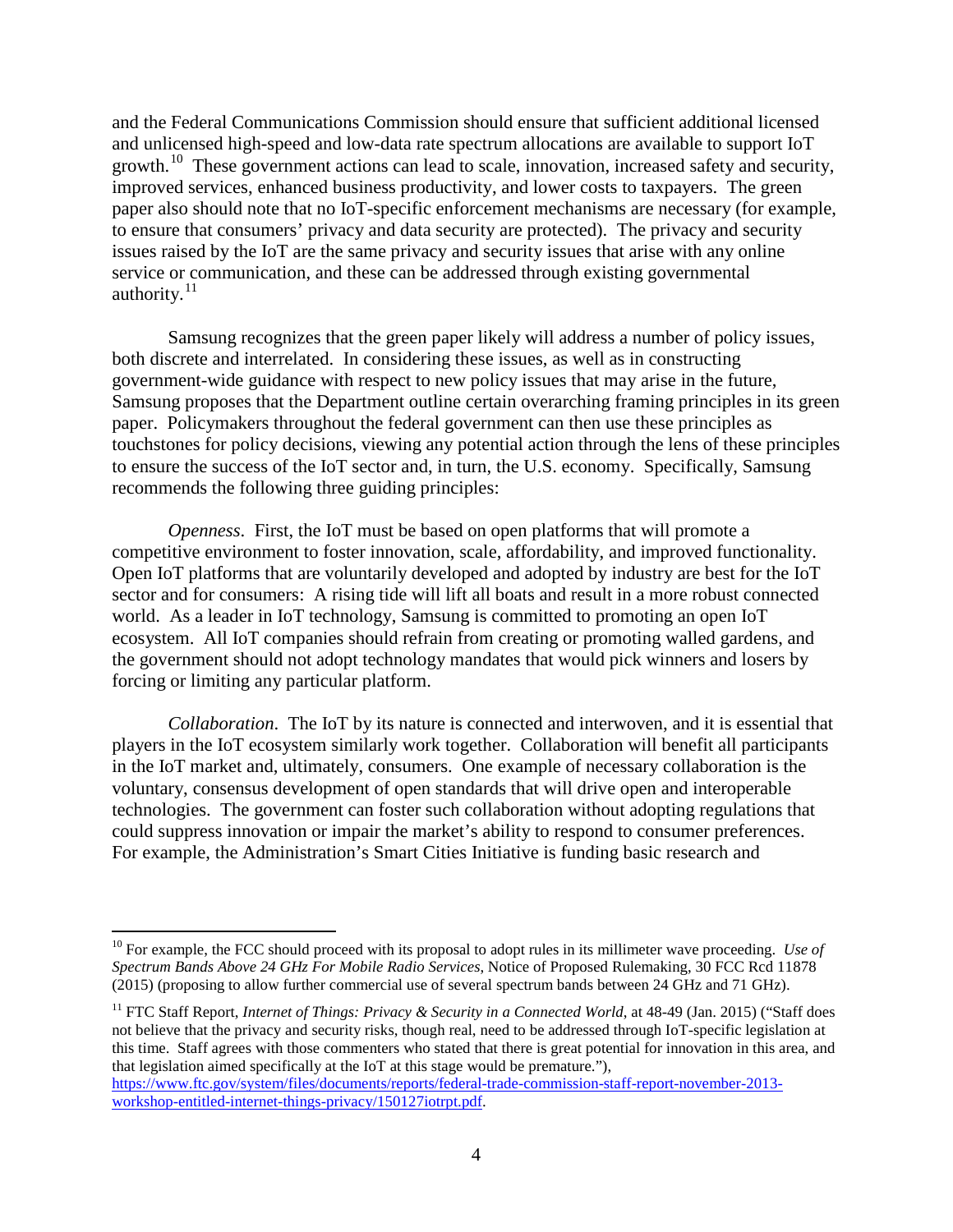and the Federal Communications Commission should ensure that sufficient additional licensed and unlicensed high-speed and low-data rate spectrum allocations are available to support IoT growth.[10] These government actions can lead to scale, innovation, increased safety and security, improved services, enhanced business productivity, and lower costs to taxpayers. The green paper also should note that no IoT-specific enforcement mechanisms are necessary (for example, to ensure that consumers' privacy and data security are protected). The privacy and security issues raised by the IoT are the same privacy and security issues that arise with any online service or communication, and these can be addressed through existing governmental authority.[11]

Samsung recognizes that the green paper likely will address a number of policy issues, both discrete and interrelated. In considering these issues, as well as in constructing government-wide guidance with respect to new policy issues that may arise in the future, Samsung proposes that the Department outline certain overarching framing principles in its green paper. Policymakers throughout the federal government can then use these principles as touchstones for policy decisions, viewing any potential action through the lens of these principles to ensure the success of the IoT sector and, in turn, the U.S. economy. Specifically, Samsung recommends the following three guiding principles:

*Openness*. First, the IoT must be based on open platforms that will promote a competitive environment to foster innovation, scale, affordability, and improved functionality. Open IoT platforms that are voluntarily developed and adopted by industry are best for the IoT sector and for consumers: A rising tide will lift all boats and result in a more robust connected world. As a leader in IoT technology, Samsung is committed to promoting an open IoT ecosystem. All IoT companies should refrain from creating or promoting walled gardens, and the government should not adopt technology mandates that would pick winners and losers by forcing or limiting any particular platform.

*Collaboration*. The IoT by its nature is connected and interwoven, and it is essential that players in the IoT ecosystem similarly work together. Collaboration will benefit all participants in the IoT market and, ultimately, consumers. One example of necessary collaboration is the voluntary, consensus development of open standards that will drive open and interoperable technologies. The government can foster such collaboration without adopting regulations that could suppress innovation or impair the market's ability to respond to consumer preferences. For example, the Administration's Smart Cities Initiative is funding basic research and

---

[10] For example, the FCC should proceed with its proposal to adopt rules in its millimeter wave proceeding. *Use of Spectrum Bands Above 24 GHz For Mobile Radio Services*, Notice of Proposed Rulemaking, 30 FCC Rcd 11878 (2015) (proposing to allow further commercial use of several spectrum bands between 24 GHz and 71 GHz).

[11] FTC Staff Report, *Internet of Things: Privacy & Security in a Connected World*, at 48-49 (Jan. 2015) ("Staff does not believe that the privacy and security risks, though real, need to be addressed through IoT-specific legislation at this time. Staff agrees with those commenters who stated that there is great potential for innovation in this area, and that legislation aimed specifically at the IoT at this stage would be premature."), https://www.ftc.gov/system/files/documents/reports/federal-trade-commission-staff-report-november-2013-workshop-entitled-internet-things-privacy/150127iotrpt.pdf.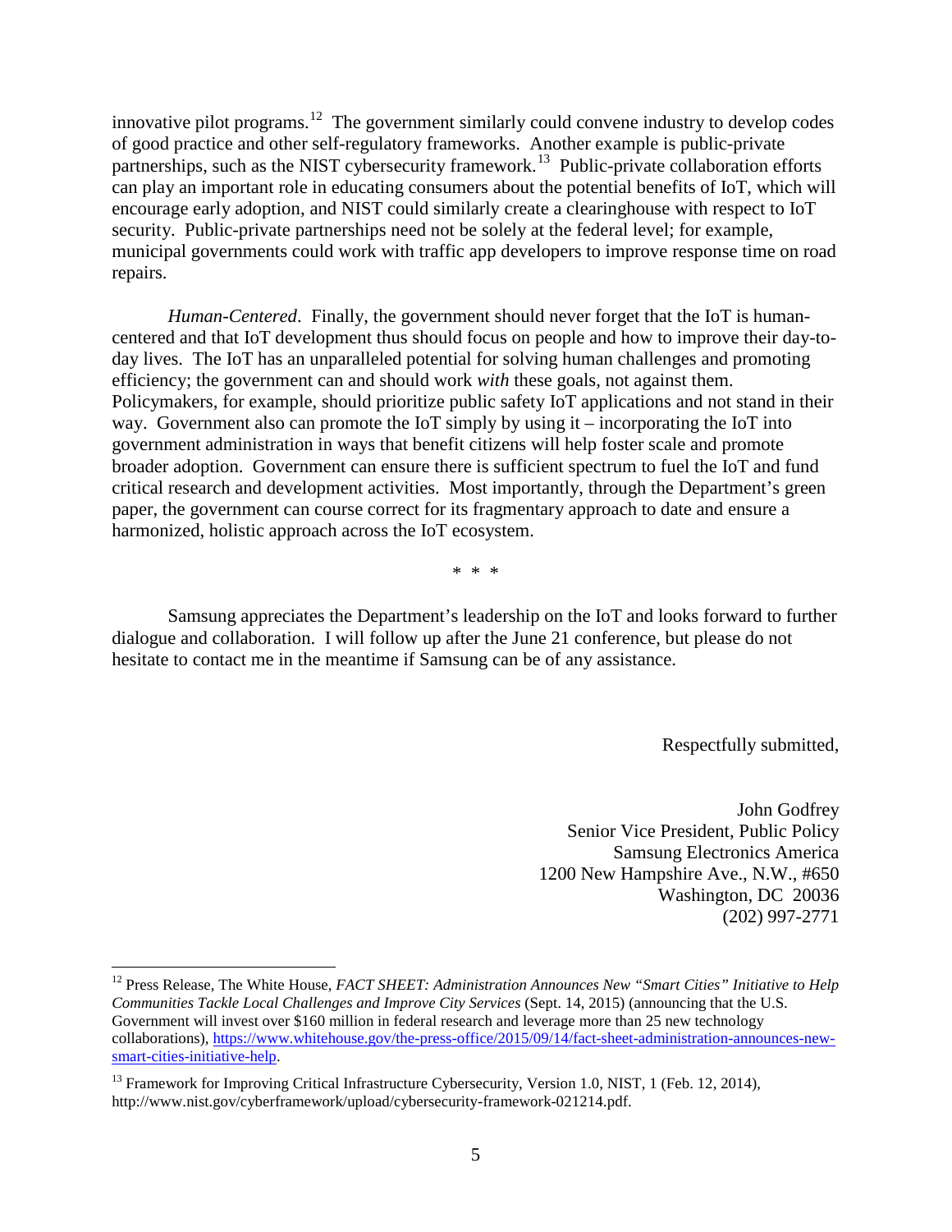innovative pilot programs.[12] The government similarly could convene industry to develop codes of good practice and other self-regulatory frameworks. Another example is public-private partnerships, such as the NIST cybersecurity framework.[13] Public-private collaboration efforts can play an important role in educating consumers about the potential benefits of IoT, which will encourage early adoption, and NIST could similarly create a clearinghouse with respect to IoT security. Public-private partnerships need not be solely at the federal level; for example, municipal governments could work with traffic app developers to improve response time on road repairs.

*Human-Centered*. Finally, the government should never forget that the IoT is human-centered and that IoT development thus should focus on people and how to improve their day-to-day lives. The IoT has an unparalleled potential for solving human challenges and promoting efficiency; the government can and should work *with* these goals, not against them. Policymakers, for example, should prioritize public safety IoT applications and not stand in their way. Government also can promote the IoT simply by using it – incorporating the IoT into government administration in ways that benefit citizens will help foster scale and promote broader adoption. Government can ensure there is sufficient spectrum to fuel the IoT and fund critical research and development activities. Most importantly, through the Department's green paper, the government can course correct for its fragmentary approach to date and ensure a harmonized, holistic approach across the IoT ecosystem.

\* \* \*

Samsung appreciates the Department's leadership on the IoT and looks forward to further dialogue and collaboration. I will follow up after the June 21 conference, but please do not hesitate to contact me in the meantime if Samsung can be of any assistance.

Respectfully submitted,

John Godfrey
Senior Vice President, Public Policy
Samsung Electronics America
1200 New Hampshire Ave., N.W., #650
Washington, DC 20036
(202) 997-2771

---

[12] Press Release, The White House, *FACT SHEET: Administration Announces New "Smart Cities" Initiative to Help Communities Tackle Local Challenges and Improve City Services* (Sept. 14, 2015) (announcing that the U.S. Government will invest over $160 million in federal research and leverage more than 25 new technology collaborations), https://www.whitehouse.gov/the-press-office/2015/09/14/fact-sheet-administration-announces-new-smart-cities-initiative-help.

[13] Framework for Improving Critical Infrastructure Cybersecurity, Version 1.0, NIST, 1 (Feb. 12, 2014), http://www.nist.gov/cyberframework/upload/cybersecurity-framework-021214.pdf.